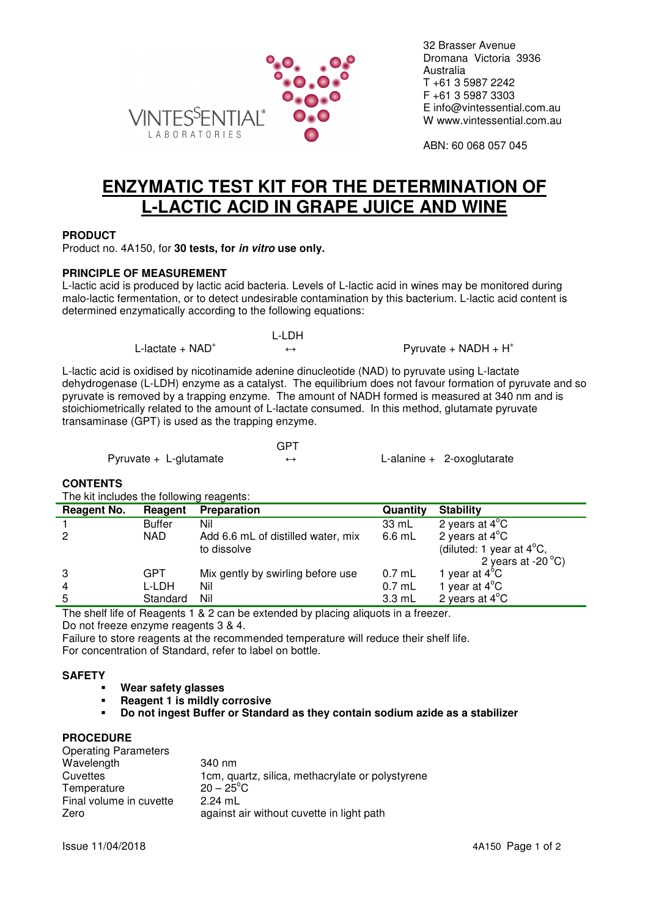VINTESSENTIAL®
LABORATORIES

32 Brasser Avenue
Dromana Victoria 3936
Australia
T +61 3 5987 2242
F +61 3 5987 3303
E info@vintessential.com.au
W www.vintessential.com.au

ABN: 60 068 057 045

# ENZYMATIC TEST KIT FOR THE DETERMINATION OF L-LACTIC ACID IN GRAPE JUICE AND WINE

## PRODUCT

Product no. 4A150, for **30 tests, for *in vitro* use only.**

## PRINCIPLE OF MEASUREMENT

L-lactic acid is produced by lactic acid bacteria. Levels of L-lactic acid in wines may be monitored during malo-lactic fermentation, or to detect undesirable contamination by this bacterium. L-lactic acid content is determined enzymatically according to the following equations:

$$\text{L-lactate} + NAD^{+} \xleftrightarrow{\text{L-LDH}} \text{Pyruvate} + NADH + H^{+}$$

L-lactic acid is oxidised by nicotinamide adenine dinucleotide (NAD) to pyruvate using L-lactate dehydrogenase (L-LDH) enzyme as a catalyst. The equilibrium does not favour formation of pyruvate and so pyruvate is removed by a trapping enzyme. The amount of NADH formed is measured at 340 nm and is stoichiometrically related to the amount of L-lactate consumed. In this method, glutamate pyruvate transaminase (GPT) is used as the trapping enzyme.

$$\text{Pyruvate} + \text{L-glutamate} \xleftrightarrow{\text{GPT}} \text{L-alanine} + \text{2-oxoglutarate}$$

## CONTENTS

The kit includes the following reagents:

| Reagent No. | Reagent | Preparation | Quantity | Stability |
|---|---|---|---|---|
| 1 | Buffer | Nil | 33 mL | 2 years at 4°C |
| 2 | NAD | Add 6.6 mL of distilled water, mix to dissolve | 6.6 mL | 2 years at 4°C (diluted: 1 year at 4°C, 2 years at -20 °C) |
| 3 | GPT | Mix gently by swirling before use | 0.7 mL | 1 year at 4°C |
| 4 | L-LDH | Nil | 0.7 mL | 1 year at 4°C |
| 5 | Standard | Nil | 3.3 mL | 2 years at 4°C |

The shelf life of Reagents 1 & 2 can be extended by placing aliquots in a freezer.
Do not freeze enzyme reagents 3 & 4.
Failure to store reagents at the recommended temperature will reduce their shelf life.
For concentration of Standard, refer to label on bottle.

## SAFETY

- **Wear safety glasses**
- **Reagent 1 is mildly corrosive**
- **Do not ingest Buffer or Standard as they contain sodium azide as a stabilizer**

## PROCEDURE

Operating Parameters

| | |
|---|---|
| Wavelength | 340 nm |
| Cuvettes | 1cm, quartz, silica, methacrylate or polystyrene |
| Temperature | 20 – 25°C |
| Final volume in cuvette | 2.24 mL |
| Zero | against air without cuvette in light path |

Issue 11/04/2018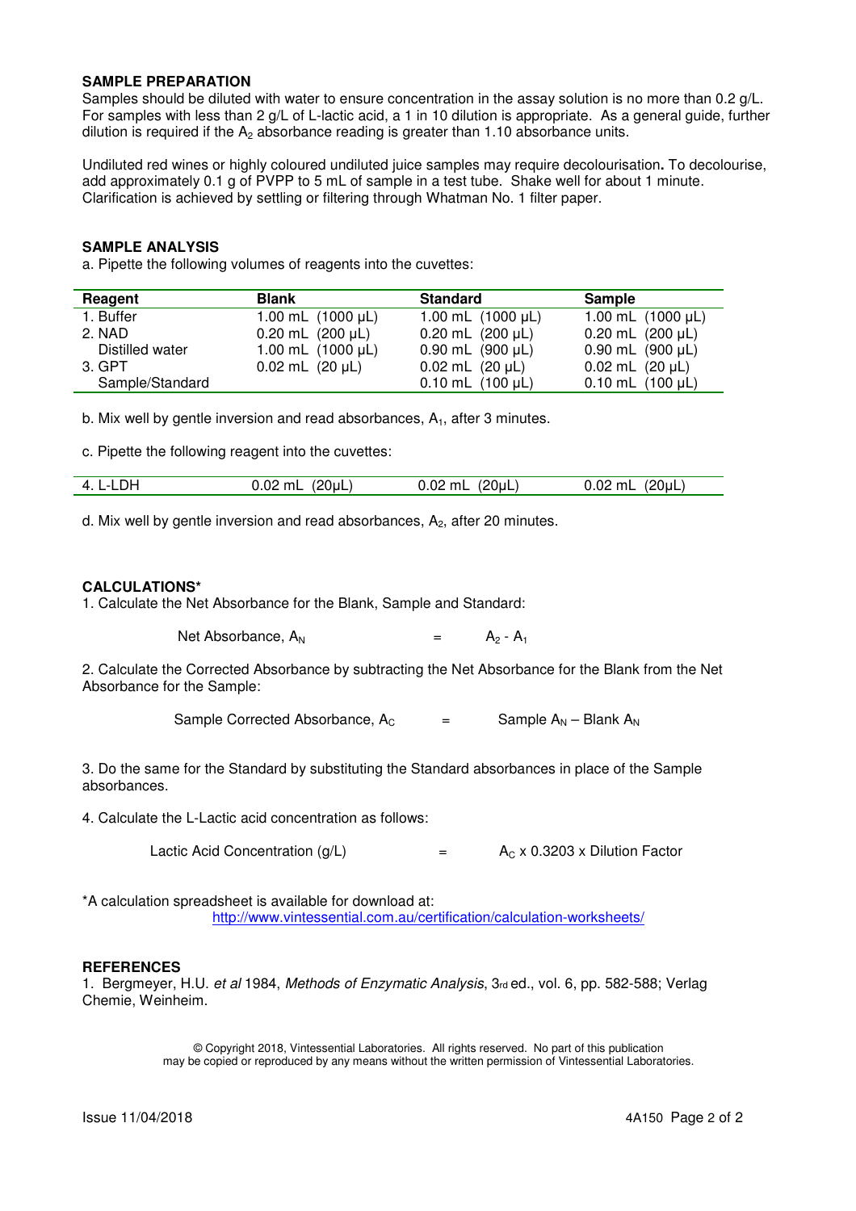## SAMPLE PREPARATION

Samples should be diluted with water to ensure concentration in the assay solution is no more than 0.2 g/L. For samples with less than 2 g/L of L-lactic acid, a 1 in 10 dilution is appropriate. As a general guide, further dilution is required if the $A_2$ absorbance reading is greater than 1.10 absorbance units.

Undiluted red wines or highly coloured undiluted juice samples may require decolourisation**.** To decolourise, add approximately 0.1 g of PVPP to 5 mL of sample in a test tube. Shake well for about 1 minute. Clarification is achieved by settling or filtering through Whatman No. 1 filter paper.

## SAMPLE ANALYSIS

a. Pipette the following volumes of reagents into the cuvettes:

| Reagent | Blank | Standard | Sample |
|---|---|---|---|
| 1. Buffer | 1.00 mL (1000 µL) | 1.00 mL (1000 µL) | 1.00 mL (1000 µL) |
| 2. NAD | 0.20 mL (200 µL) | 0.20 mL (200 µL) | 0.20 mL (200 µL) |
| Distilled water | 1.00 mL (1000 µL) | 0.90 mL (900 µL) | 0.90 mL (900 µL) |
| 3. GPT | 0.02 mL (20 µL) | 0.02 mL (20 µL) | 0.02 mL (20 µL) |
| Sample/Standard | | 0.10 mL (100 µL) | 0.10 mL (100 µL) |

b. Mix well by gentle inversion and read absorbances, $A_1$, after 3 minutes.

c. Pipette the following reagent into the cuvettes:

| | | | |
|---|---|---|---|
| 4. L-LDH | 0.02 mL (20µL) | 0.02 mL (20µL) | 0.02 mL (20µL) |

d. Mix well by gentle inversion and read absorbances, $A_2$, after 20 minutes.

## CALCULATIONS*

1. Calculate the Net Absorbance for the Blank, Sample and Standard:

$$\text{Net Absorbance, } A_N = A_2 - A_1$$

2. Calculate the Corrected Absorbance by subtracting the Net Absorbance for the Blank from the Net Absorbance for the Sample:

$$\text{Sample Corrected Absorbance, } A_C = \text{Sample } A_N - \text{Blank } A_N$$

3. Do the same for the Standard by substituting the Standard absorbances in place of the Sample absorbances.

4. Calculate the L-Lactic acid concentration as follows:

$$\text{Lactic Acid Concentration (g/L)} = A_C \times 0.3203 \times \text{Dilution Factor}$$

*A calculation spreadsheet is available for download at:
http://www.vintessential.com.au/certification/calculation-worksheets/

## REFERENCES

1. Bergmeyer, H.U. *et al* 1984, *Methods of Enzymatic Analysis*, 3rd ed., vol. 6, pp. 582-588; Verlag Chemie, Weinheim.

© Copyright 2018, Vintessential Laboratories. All rights reserved. No part of this publication may be copied or reproduced by any means without the written permission of Vintessential Laboratories.

Issue 11/04/2018 4A150